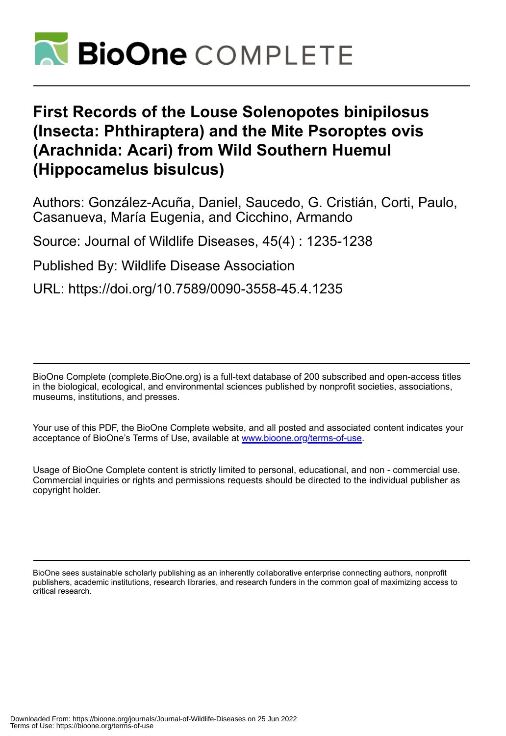# First Records of the Louse Solenopotes binipilosus (Insecta: Phthiraptera) and the Mite Psoroptes ovis (Arachnida: Acari) from Wild Southern Huemul (Hippocamelus bisulcus)

Authors: González-Acuña, Daniel, Saucedo, G. Cristián, Corti, Paulo, Casanueva, María Eugenia, and Cicchino, Armando

Source: Journal of Wildlife Diseases, 45(4) : 1235-1238

Published By: Wildlife Disease Association

URL: https://doi.org/10.7589/0090-3558-45.4.1235

---

BioOne Complete (complete.BioOne.org) is a full-text database of 200 subscribed and open-access titles in the biological, ecological, and environmental sciences published by nonprofit societies, associations, museums, institutions, and presses.

Your use of this PDF, the BioOne Complete website, and all posted and associated content indicates your acceptance of BioOne's Terms of Use, available at www.bioone.org/terms-of-use.

Usage of BioOne Complete content is strictly limited to personal, educational, and non - commercial use. Commercial inquiries or rights and permissions requests should be directed to the individual publisher as copyright holder.

---

BioOne sees sustainable scholarly publishing as an inherently collaborative enterprise connecting authors, nonprofit publishers, academic institutions, research libraries, and research funders in the common goal of maximizing access to critical research.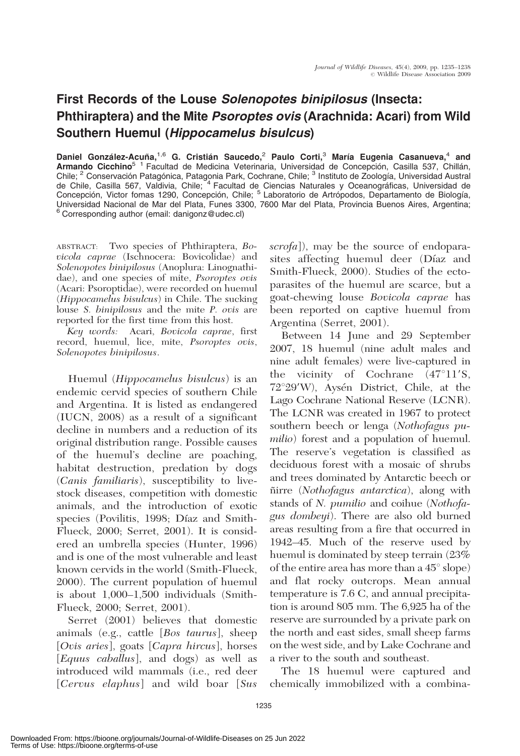# First Records of the Louse *Solenopotes binipilosus* (Insecta: Phthiraptera) and the Mite *Psoroptes ovis* (Arachnida: Acari) from Wild Southern Huemul (*Hippocamelus bisulcus*)

**Daniel González-Acuña,[1,6] G. Cristián Saucedo,[2] Paulo Corti,[3] María Eugenia Casanueva,[4] and Armando Cicchino[5]** [1] Facultad de Medicina Veterinaria, Universidad de Concepción, Casilla 537, Chillán, Chile; [2] Conservación Patagónica, Patagonia Park, Cochrane, Chile; [3] Instituto de Zoología, Universidad Austral de Chile, Casilla 567, Valdivia, Chile; [4] Facultad de Ciencias Naturales y Oceanográficas, Universidad de Concepción, Victor fomas 1290, Concepción, Chile; [5] Laboratorio de Artrópodos, Departamento de Biología, Universidad Nacional de Mar del Plata, Funes 3300, 7600 Mar del Plata, Provincia Buenos Aires, Argentina; [6] Corresponding author (email: danigonz@udec.cl)

ABSTRACT: Two species of Phthiraptera, *Bovicola caprae* (Ischnocera: Bovicolidae) and *Solenopotes binipilosus* (Anoplura: Linognathidae), and one species of mite, *Psoroptes ovis* (Acari: Psoroptidae), were recorded on huemul (*Hippocamelus bisulcus*) in Chile. The sucking louse *S. binipilosus* and the mite *P. ovis* are reported for the first time from this host.

*Key words:* Acari, *Bovicola caprae*, first record, huemul, lice, mite, *Psoroptes ovis*, *Solenopotes binipilosus*.

Huemul (*Hippocamelus bisulcus*) is an endemic cervid species of southern Chile and Argentina. It is listed as endangered (IUCN, 2008) as a result of a significant decline in numbers and a reduction of its original distribution range. Possible causes of the huemul's decline are poaching, habitat destruction, predation by dogs (*Canis familiaris*), susceptibility to livestock diseases, competition with domestic animals, and the introduction of exotic species (Povilitis, 1998; Díaz and Smith-Flueck, 2000; Serret, 2001). It is considered an umbrella species (Hunter, 1996) and is one of the most vulnerable and least known cervids in the world (Smith-Flueck, 2000). The current population of huemul is about 1,000–1,500 individuals (Smith-Flueck, 2000; Serret, 2001).

Serret (2001) believes that domestic animals (e.g., cattle [*Bos taurus*], sheep [*Ovis aries*], goats [*Capra hircus*], horses [*Equus caballus*], and dogs) as well as introduced wild mammals (i.e., red deer [*Cervus elaphus*] and wild boar [*Sus scrofa*]), may be the source of endoparasites affecting huemul deer (Díaz and Smith-Flueck, 2000). Studies of the ectoparasites of the huemul are scarce, but a goat-chewing louse *Bovicola caprae* has been reported on captive huemul from Argentina (Serret, 2001).

Between 14 June and 29 September 2007, 18 huemul (nine adult males and nine adult females) were live-captured in the vicinity of Cochrane (47°11′S, 72°29′W), Aysén District, Chile, at the Lago Cochrane National Reserve (LCNR). The LCNR was created in 1967 to protect southern beech or lenga (*Nothofagus pumilio*) forest and a population of huemul. The reserve's vegetation is classified as deciduous forest with a mosaic of shrubs and trees dominated by Antarctic beech or ñirre (*Nothofagus antarctica*), along with stands of *N. pumilio* and coihue (*Nothofagus dombeyi*). There are also old burned areas resulting from a fire that occurred in 1942–45. Much of the reserve used by huemul is dominated by steep terrain (23% of the entire area has more than a 45° slope) and flat rocky outcrops. Mean annual temperature is 7.6 C, and annual precipitation is around 805 mm. The 6,925 ha of the reserve are surrounded by a private park on the north and east sides, small sheep farms on the west side, and by Lake Cochrane and a river to the south and southeast.

The 18 huemul were captured and chemically immobilized with a combina-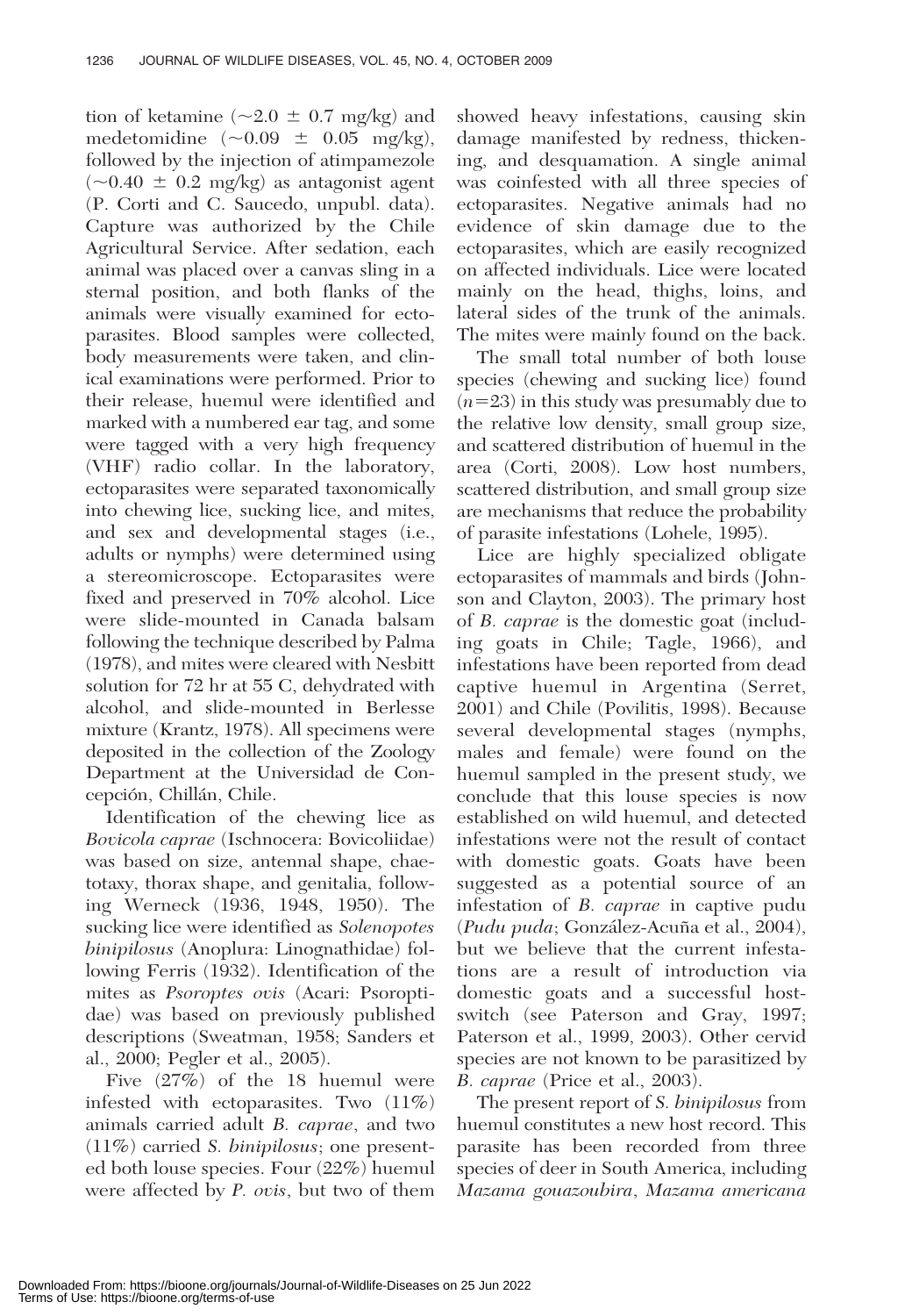tion of ketamine (~2.0 ± 0.7 mg/kg) and medetomidine (~0.09 ± 0.05 mg/kg), followed by the injection of atimpamezole (~0.40 ± 0.2 mg/kg) as antagonist agent (P. Corti and C. Saucedo, unpubl. data). Capture was authorized by the Chile Agricultural Service. After sedation, each animal was placed over a canvas sling in a sternal position, and both flanks of the animals were visually examined for ectoparasites. Blood samples were collected, body measurements were taken, and clinical examinations were performed. Prior to their release, huemul were identified and marked with a numbered ear tag, and some were tagged with a very high frequency (VHF) radio collar. In the laboratory, ectoparasites were separated taxonomically into chewing lice, sucking lice, and mites, and sex and developmental stages (i.e., adults or nymphs) were determined using a stereomicroscope. Ectoparasites were fixed and preserved in 70% alcohol. Lice were slide-mounted in Canada balsam following the technique described by Palma (1978), and mites were cleared with Nesbitt solution for 72 hr at 55 C, dehydrated with alcohol, and slide-mounted in Berlesse mixture (Krantz, 1978). All specimens were deposited in the collection of the Zoology Department at the Universidad de Concepción, Chillán, Chile.

Identification of the chewing lice as *Bovicola caprae* (Ischnocera: Bovicoliidae) was based on size, antennal shape, chaetotaxy, thorax shape, and genitalia, following Werneck (1936, 1948, 1950). The sucking lice were identified as *Solenopotes binipilosus* (Anoplura: Linognathidae) following Ferris (1932). Identification of the mites as *Psoroptes ovis* (Acari: Psoroptidae) was based on previously published descriptions (Sweatman, 1958; Sanders et al., 2000; Pegler et al., 2005).

Five (27%) of the 18 huemul were infested with ectoparasites. Two (11%) animals carried adult *B. caprae*, and two (11%) carried *S. binipilosus*; one presented both louse species. Four (22%) huemul were affected by *P. ovis*, but two of them showed heavy infestations, causing skin damage manifested by redness, thickening, and desquamation. A single animal was coinfested with all three species of ectoparasites. Negative animals had no evidence of skin damage due to the ectoparasites, which are easily recognized on affected individuals. Lice were located mainly on the head, thighs, loins, and lateral sides of the trunk of the animals. The mites were mainly found on the back.

The small total number of both louse species (chewing and sucking lice) found ($n=23$) in this study was presumably due to the relative low density, small group size, and scattered distribution of huemul in the area (Corti, 2008). Low host numbers, scattered distribution, and small group size are mechanisms that reduce the probability of parasite infestations (Lohele, 1995).

Lice are highly specialized obligate ectoparasites of mammals and birds (Johnson and Clayton, 2003). The primary host of *B. caprae* is the domestic goat (including goats in Chile; Tagle, 1966), and infestations have been reported from dead captive huemul in Argentina (Serret, 2001) and Chile (Povilitis, 1998). Because several developmental stages (nymphs, males and female) were found on the huemul sampled in the present study, we conclude that this louse species is now established on wild huemul, and detected infestations were not the result of contact with domestic goats. Goats have been suggested as a potential source of an infestation of *B. caprae* in captive pudu (*Pudu puda*; González-Acuña et al., 2004), but we believe that the current infestations are a result of introduction via domestic goats and a successful host-switch (see Paterson and Gray, 1997; Paterson et al., 1999, 2003). Other cervid species are not known to be parasitized by *B. caprae* (Price et al., 2003).

The present report of *S. binipilosus* from huemul constitutes a new host record. This parasite has been recorded from three species of deer in South America, including *Mazama gouazoubira*, *Mazama americana*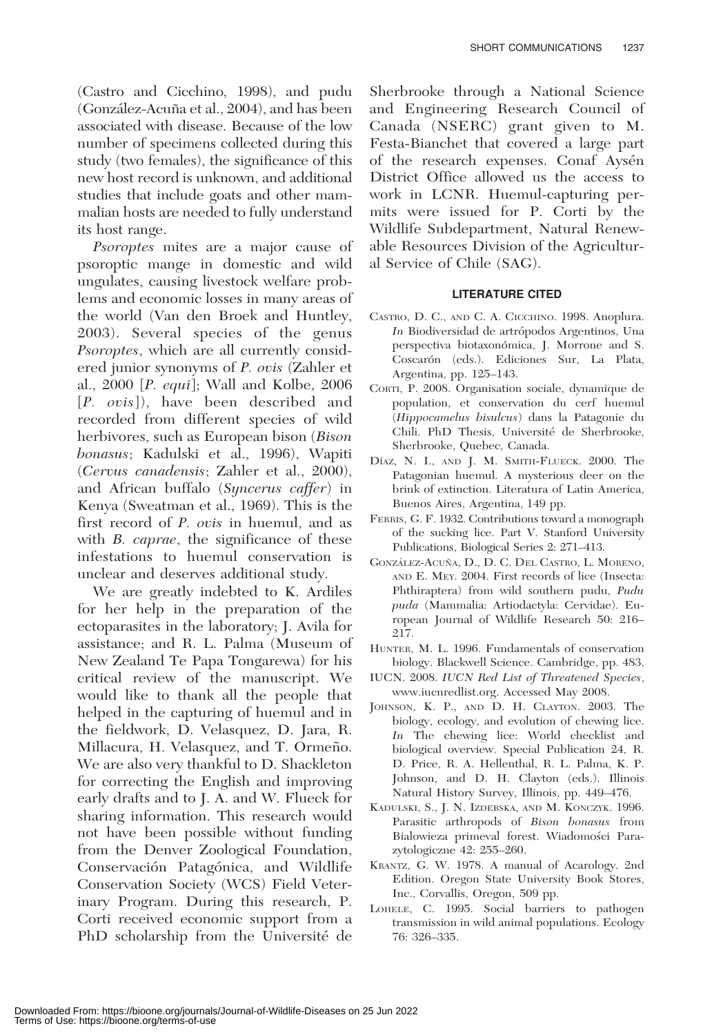(Castro and Cicchino, 1998), and pudu (González-Acuña et al., 2004), and has been associated with disease. Because of the low number of specimens collected during this study (two females), the significance of this new host record is unknown, and additional studies that include goats and other mammalian hosts are needed to fully understand its host range.

*Psoroptes* mites are a major cause of psoroptic mange in domestic and wild ungulates, causing livestock welfare problems and economic losses in many areas of the world (Van den Broek and Huntley, 2003). Several species of the genus *Psoroptes*, which are all currently considered junior synonyms of *P. ovis* (Zahler et al., 2000 [*P. equi*]; Wall and Kolbe, 2006 [*P. ovis*]), have been described and recorded from different species of wild herbivores, such as European bison (*Bison bonasus*; Kadulski et al., 1996), Wapiti (*Cervus canadensis*; Zahler et al., 2000), and African buffalo (*Syncerus caffer*) in Kenya (Sweatman et al., 1969). This is the first record of *P. ovis* in huemul, and as with *B. caprae*, the significance of these infestations to huemul conservation is unclear and deserves additional study.

We are greatly indebted to K. Ardiles for her help in the preparation of the ectoparasites in the laboratory; J. Avila for assistance; and R. L. Palma (Museum of New Zealand Te Papa Tongarewa) for his critical review of the manuscript. We would like to thank all the people that helped in the capturing of huemul and in the fieldwork, D. Velasquez, D. Jara, R. Millacura, H. Velasquez, and T. Ormeño. We are also very thankful to D. Shackleton for correcting the English and improving early drafts and to J. A. and W. Flueck for sharing information. This research would not have been possible without funding from the Denver Zoological Foundation, Conservación Patagónica, and Wildlife Conservation Society (WCS) Field Veterinary Program. During this research, P. Corti received economic support from a PhD scholarship from the Université de Sherbrooke through a National Science and Engineering Research Council of Canada (NSERC) grant given to M. Festa-Bianchet that covered a large part of the research expenses. Conaf Aysén District Office allowed us the access to work in LCNR. Huemul-capturing permits were issued for P. Corti by the Wildlife Subdepartment, Natural Renewable Resources Division of the Agricultural Service of Chile (SAG).

## LITERATURE CITED

Castro, D. C., and C. A. Cicchino. 1998. Anoplura. *In* Biodiversidad de artrópodos Argentinos, Una perspectiva biotaxonómica, J. Morrone and S. Coscarón (eds.). Ediciones Sur, La Plata, Argentina, pp. 125–143.

Corti, P. 2008. Organisation sociale, dynamique de population, et conservation du cerf huemul (*Hippocamelus bisulcus*) dans la Patagonie du Chili. PhD Thesis, Université de Sherbrooke, Sherbrooke, Quebec, Canada.

Díaz, N. I., and J. M. Smith-Flueck. 2000. The Patagonian huemul. A mysterious deer on the brink of extinction. Literatura of Latin America, Buenos Aires, Argentina, 149 pp.

Ferris, G. F. 1932. Contributions toward a monograph of the sucking lice. Part V. Stanford University Publications, Biological Series 2: 271–413.

González-Acuña, D., D. C. del Castro, L. Moreno, and E. Mey. 2004. First records of lice (Insecta: Phthiraptera) from wild southern pudu, *Pudu puda* (Mammalia: Artiodactyla: Cervidae). European Journal of Wildlife Research 50: 216–217.

Hunter, M. L. 1996. Fundamentals of conservation biology. Blackwell Science. Cambridge, pp. 483.

IUCN. 2008. *IUCN Red List of Threatened Species*, www.iucnredlist.org. Accessed May 2008.

Johnson, K. P., and D. H. Clayton. 2003. The biology, ecology, and evolution of chewing lice. *In* The chewing lice: World checklist and biological overview. Special Publication 24, R. D. Price, R. A. Hellenthal, R. L. Palma, K. P. Johnson, and D. H. Clayton (eds.). Illinois Natural History Survey, Illinois, pp. 449–476.

Kadulski, S., J. N. Izdebska, and M. Konczyk. 1996. Parasitic arthropods of *Bison bonasus* from Bialowieza primeval forest. Wiadomości Parazytologiczne 42: 255–260.

Krantz, G. W. 1978. A manual of Acarology. 2nd Edition. Oregon State University Book Stores, Inc., Corvallis, Oregon, 509 pp.

Lohele, C. 1995. Social barriers to pathogen transmission in wild animal populations. Ecology 76: 326–335.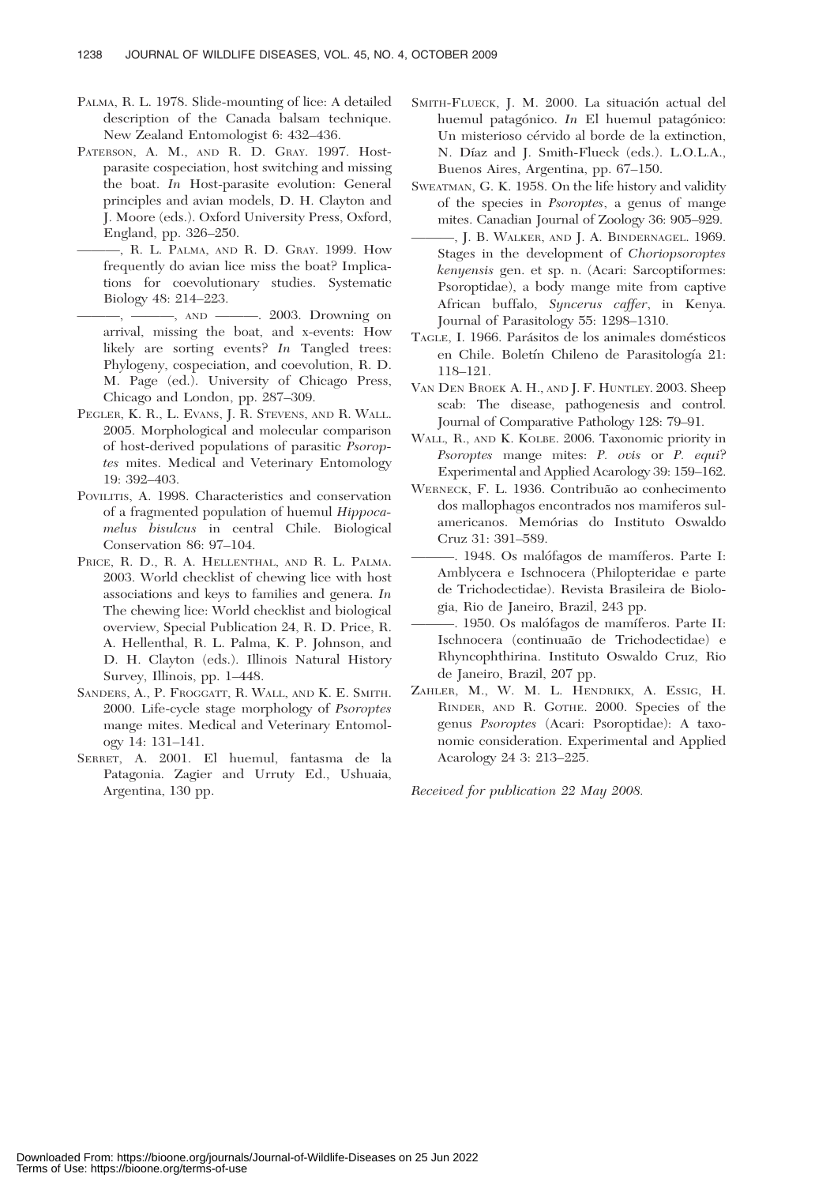PALMA, R. L. 1978. Slide-mounting of lice: A detailed description of the Canada balsam technique. New Zealand Entomologist 6: 432–436.

PATERSON, A. M., AND R. D. GRAY. 1997. Host-parasite cospeciation, host switching and missing the boat. *In* Host-parasite evolution: General principles and avian models, D. H. Clayton and J. Moore (eds.). Oxford University Press, Oxford, England, pp. 326–250.

———, R. L. PALMA, AND R. D. GRAY. 1999. How frequently do avian lice miss the boat? Implications for coevolutionary studies. Systematic Biology 48: 214–223.

———, ———, AND ———. 2003. Drowning on arrival, missing the boat, and x-events: How likely are sorting events? *In* Tangled trees: Phylogeny, cospeciation, and coevolution, R. D. M. Page (ed.). University of Chicago Press, Chicago and London, pp. 287–309.

PEGLER, K. R., L. EVANS, J. R. STEVENS, AND R. WALL. 2005. Morphological and molecular comparison of host-derived populations of parasitic *Psoroptes* mites. Medical and Veterinary Entomology 19: 392–403.

POVILITIS, A. 1998. Characteristics and conservation of a fragmented population of huemul *Hippocamelus bisulcus* in central Chile. Biological Conservation 86: 97–104.

PRICE, R. D., R. A. HELLENTHAL, AND R. L. PALMA. 2003. World checklist of chewing lice with host associations and keys to families and genera. *In* The chewing lice: World checklist and biological overview, Special Publication 24, R. D. Price, R. A. Hellenthal, R. L. Palma, K. P. Johnson, and D. H. Clayton (eds.). Illinois Natural History Survey, Illinois, pp. 1–448.

SANDERS, A., P. FROGGATT, R. WALL, AND K. E. SMITH. 2000. Life-cycle stage morphology of *Psoroptes* mange mites. Medical and Veterinary Entomology 14: 131–141.

SERRET, A. 2001. El huemul, fantasma de la Patagonia. Zagier and Urruty Ed., Ushuaia, Argentina, 130 pp.

SMITH-FLUECK, J. M. 2000. La situación actual del huemul patagónico. *In* El huemul patagónico: Un misterioso cérvido al borde de la extinction, N. Díaz and J. Smith-Flueck (eds.). L.O.L.A., Buenos Aires, Argentina, pp. 67–150.

SWEATMAN, G. K. 1958. On the life history and validity of the species in *Psoroptes*, a genus of mange mites. Canadian Journal of Zoology 36: 905–929.

———, J. B. WALKER, AND J. A. BINDERNAGEL. 1969. Stages in the development of *Choriopsoroptes kenyensis* gen. et sp. n. (Acari: Sarcoptiformes: Psoroptidae), a body mange mite from captive African buffalo, *Syncerus caffer*, in Kenya. Journal of Parasitology 55: 1298–1310.

TAGLE, I. 1966. Parásitos de los animales domésticos en Chile. Boletín Chileno de Parasitología 21: 118–121.

VAN DEN BROEK A. H., AND J. F. HUNTLEY. 2003. Sheep scab: The disease, pathogenesis and control. Journal of Comparative Pathology 128: 79–91.

WALL, R., AND K. KOLBE. 2006. Taxonomic priority in *Psoroptes* mange mites: *P. ovis* or *P. equi*? Experimental and Applied Acarology 39: 159–162.

WERNECK, F. L. 1936. Contribuão ao conhecimento dos mallophagos encontrados nos mamiferos sul-americanos. Memórias do Instituto Oswaldo Cruz 31: 391–589.

———. 1948. Os malófagos de mamíferos. Parte I: Amblycera e Ischnocera (Philopteridae e parte de Trichodectidae). Revista Brasileira de Biologia, Rio de Janeiro, Brazil, 243 pp.

———. 1950. Os malófagos de mamíferos. Parte II: Ischnocera (continuaão de Trichodectidae) e Rhyncophthirina. Instituto Oswaldo Cruz, Rio de Janeiro, Brazil, 207 pp.

ZAHLER, M., W. M. L. HENDRIKX, A. ESSIG, H. RINDER, AND R. GOTHE. 2000. Species of the genus *Psoroptes* (Acari: Psoroptidae): A taxonomic consideration. Experimental and Applied Acarology 24 3: 213–225.

*Received for publication 22 May 2008.*